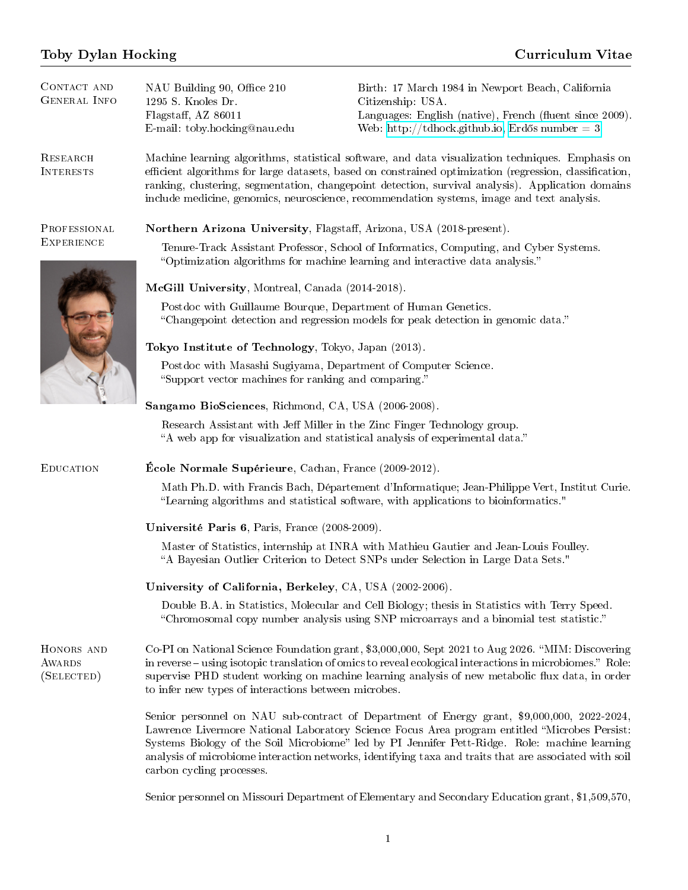# Toby Dylan Hocking — Curriculum Vitae

## Contact and General Info

NAU Building 90, Office 210
1295 S. Knoles Dr.
Flagstaff, AZ 86011
E-mail: toby.hocking@nau.edu

Birth: 17 March 1984 in Newport Beach, California
Citizenship: USA.
Languages: English (native), French (fluent since 2009).
Web: http://tdhock.github.io, Erdős number = 3

## Research Interests

Machine learning algorithms, statistical software, and data visualization techniques. Emphasis on efficient algorithms for large datasets, based on constrained optimization (regression, classification, ranking, clustering, segmentation, changepoint detection, survival analysis). Application domains include medicine, genomics, neuroscience, recommendation systems, image and text analysis.

## Professional Experience

**Northern Arizona University**, Flagstaff, Arizona, USA (2018-present).

Tenure-Track Assistant Professor, School of Informatics, Computing, and Cyber Systems.
"Optimization algorithms for machine learning and interactive data analysis."

**McGill University**, Montreal, Canada (2014-2018).

Postdoc with Guillaume Bourque, Department of Human Genetics.
"Changepoint detection and regression models for peak detection in genomic data."

**Tokyo Institute of Technology**, Tokyo, Japan (2013).

Postdoc with Masashi Sugiyama, Department of Computer Science.
"Support vector machines for ranking and comparing."

**Sangamo BioSciences**, Richmond, CA, USA (2006-2008).

Research Assistant with Jeff Miller in the Zinc Finger Technology group.
"A web app for visualization and statistical analysis of experimental data."

## Education

**École Normale Supérieure**, Cachan, France (2009-2012).

Math Ph.D. with Francis Bach, Département d'Informatique; Jean-Philippe Vert, Institut Curie.
"Learning algorithms and statistical software, with applications to bioinformatics."

**Université Paris 6**, Paris, France (2008-2009).

Master of Statistics, internship at INRA with Mathieu Gautier and Jean-Louis Foulley.
"A Bayesian Outlier Criterion to Detect SNPs under Selection in Large Data Sets."

**University of California, Berkeley**, CA, USA (2002-2006).

Double B.A. in Statistics, Molecular and Cell Biology; thesis in Statistics with Terry Speed.
"Chromosomal copy number analysis using SNP microarrays and a binomial test statistic."

## Honors and Awards (Selected)

Co-PI on National Science Foundation grant, $3,000,000, Sept 2021 to Aug 2026. "MIM: Discovering in reverse – using isotopic translation of omics to reveal ecological interactions in microbiomes." Role: supervise PHD student working on machine learning analysis of new metabolic flux data, in order to infer new types of interactions between microbes.

Senior personnel on NAU sub-contract of Department of Energy grant, $9,000,000, 2022-2024, Lawrence Livermore National Laboratory Science Focus Area program entitled "Microbes Persist: Systems Biology of the Soil Microbiome" led by PI Jennifer Pett-Ridge. Role: machine learning analysis of microbiome interaction networks, identifying taxa and traits that are associated with soil carbon cycling processes.

Senior personnel on Missouri Department of Elementary and Secondary Education grant, $1,509,570,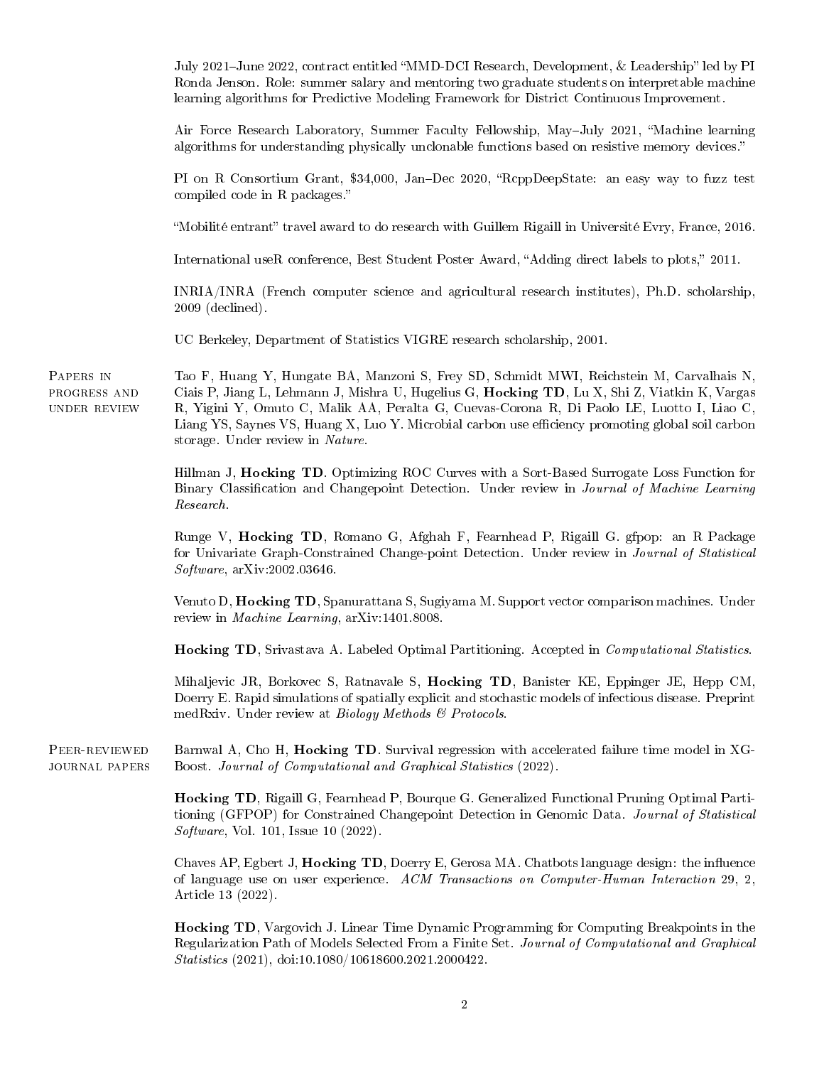July 2021–June 2022, contract entitled "MMD-DCI Research, Development, & Leadership" led by PI Ronda Jenson. Role: summer salary and mentoring two graduate students on interpretable machine learning algorithms for Predictive Modeling Framework for District Continuous Improvement.

Air Force Research Laboratory, Summer Faculty Fellowship, May–July 2021, "Machine learning algorithms for understanding physically unclonable functions based on resistive memory devices."

PI on R Consortium Grant, $34,000, Jan–Dec 2020, "RcppDeepState: an easy way to fuzz test compiled code in R packages."

"Mobilité entrant" travel award to do research with Guillem Rigaill in Université Evry, France, 2016.

International useR conference, Best Student Poster Award, "Adding direct labels to plots," 2011.

INRIA/INRA (French computer science and agricultural research institutes), Ph.D. scholarship, 2009 (declined).

UC Berkeley, Department of Statistics VIGRE research scholarship, 2001.

## Papers in progress and under review

Tao F, Huang Y, Hungate BA, Manzoni S, Frey SD, Schmidt MWI, Reichstein M, Carvalhais N, Ciais P, Jiang L, Lehmann J, Mishra U, Hugelius G, **Hocking TD**, Lu X, Shi Z, Viatkin K, Vargas R, Yigini Y, Omuto C, Malik AA, Peralta G, Cuevas-Corona R, Di Paolo LE, Luotto I, Liao C, Liang YS, Saynes VS, Huang X, Luo Y. Microbial carbon use efficiency promoting global soil carbon storage. Under review in *Nature*.

Hillman J, **Hocking TD**. Optimizing ROC Curves with a Sort-Based Surrogate Loss Function for Binary Classification and Changepoint Detection. Under review in *Journal of Machine Learning Research*.

Runge V, **Hocking TD**, Romano G, Afghah F, Fearnhead P, Rigaill G. gfpop: an R Package for Univariate Graph-Constrained Change-point Detection. Under review in *Journal of Statistical Software*, arXiv:2002.03646.

Venuto D, **Hocking TD**, Spanurattana S, Sugiyama M. Support vector comparison machines. Under review in *Machine Learning*, arXiv:1401.8008.

**Hocking TD**, Srivastava A. Labeled Optimal Partitioning. Accepted in *Computational Statistics*.

Mihaljevic JR, Borkovec S, Ratnavale S, **Hocking TD**, Banister KE, Eppinger JE, Hepp CM, Doerry E. Rapid simulations of spatially explicit and stochastic models of infectious disease. Preprint medRxiv. Under review at *Biology Methods & Protocols*.

## Peer-reviewed journal papers

Barnwal A, Cho H, **Hocking TD**. Survival regression with accelerated failure time model in XGBoost. *Journal of Computational and Graphical Statistics* (2022).

**Hocking TD**, Rigaill G, Fearnhead P, Bourque G. Generalized Functional Pruning Optimal Partitioning (GFPOP) for Constrained Changepoint Detection in Genomic Data. *Journal of Statistical Software*, Vol. 101, Issue 10 (2022).

Chaves AP, Egbert J, **Hocking TD**, Doerry E, Gerosa MA. Chatbots language design: the influence of language use on user experience. *ACM Transactions on Computer-Human Interaction* 29, 2, Article 13 (2022).

**Hocking TD**, Vargovich J. Linear Time Dynamic Programming for Computing Breakpoints in the Regularization Path of Models Selected From a Finite Set. *Journal of Computational and Graphical Statistics* (2021), doi:10.1080/10618600.2021.2000422.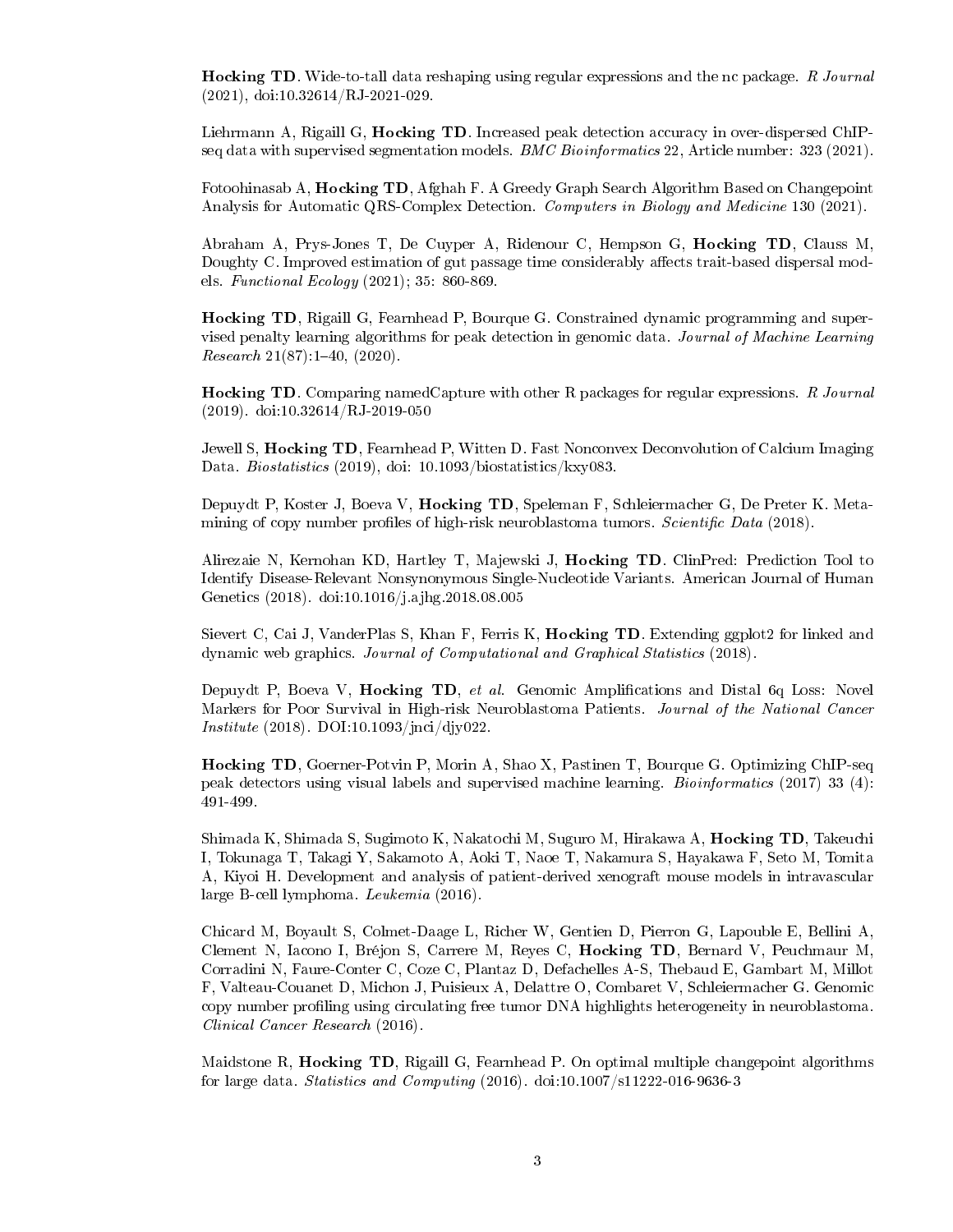**Hocking TD**. Wide-to-tall data reshaping using regular expressions and the nc package. *R Journal* (2021), doi:10.32614/RJ-2021-029.

Liehrmann A, Rigaill G, **Hocking TD**. Increased peak detection accuracy in over-dispersed ChIP-seq data with supervised segmentation models. *BMC Bioinformatics* 22, Article number: 323 (2021).

Fotoohinasab A, **Hocking TD**, Afghah F. A Greedy Graph Search Algorithm Based on Changepoint Analysis for Automatic QRS-Complex Detection. *Computers in Biology and Medicine* 130 (2021).

Abraham A, Prys-Jones T, De Cuyper A, Ridenour C, Hempson G, **Hocking TD**, Clauss M, Doughty C. Improved estimation of gut passage time considerably affects trait-based dispersal models. *Functional Ecology* (2021); 35: 860-869.

**Hocking TD**, Rigaill G, Fearnhead P, Bourque G. Constrained dynamic programming and supervised penalty learning algorithms for peak detection in genomic data. *Journal of Machine Learning Research* 21(87):1–40, (2020).

**Hocking TD**. Comparing namedCapture with other R packages for regular expressions. *R Journal* (2019). doi:10.32614/RJ-2019-050

Jewell S, **Hocking TD**, Fearnhead P, Witten D. Fast Nonconvex Deconvolution of Calcium Imaging Data. *Biostatistics* (2019), doi: 10.1093/biostatistics/kxy083.

Depuydt P, Koster J, Boeva V, **Hocking TD**, Speleman F, Schleiermacher G, De Preter K. Meta-mining of copy number profiles of high-risk neuroblastoma tumors. *Scientific Data* (2018).

Alirezaie N, Kernohan KD, Hartley T, Majewski J, **Hocking TD**. ClinPred: Prediction Tool to Identify Disease-Relevant Nonsynonymous Single-Nucleotide Variants. American Journal of Human Genetics (2018). doi:10.1016/j.ajhg.2018.08.005

Sievert C, Cai J, VanderPlas S, Khan F, Ferris K, **Hocking TD**. Extending ggplot2 for linked and dynamic web graphics. *Journal of Computational and Graphical Statistics* (2018).

Depuydt P, Boeva V, **Hocking TD**, *et al.* Genomic Amplifications and Distal 6q Loss: Novel Markers for Poor Survival in High-risk Neuroblastoma Patients. *Journal of the National Cancer Institute* (2018). DOI:10.1093/jnci/djy022.

**Hocking TD**, Goerner-Potvin P, Morin A, Shao X, Pastinen T, Bourque G. Optimizing ChIP-seq peak detectors using visual labels and supervised machine learning. *Bioinformatics* (2017) 33 (4): 491-499.

Shimada K, Shimada S, Sugimoto K, Nakatochi M, Suguro M, Hirakawa A, **Hocking TD**, Takeuchi I, Tokunaga T, Takagi Y, Sakamoto A, Aoki T, Naoe T, Nakamura S, Hayakawa F, Seto M, Tomita A, Kiyoi H. Development and analysis of patient-derived xenograft mouse models in intravascular large B-cell lymphoma. *Leukemia* (2016).

Chicard M, Boyault S, Colmet-Daage L, Richer W, Gentien D, Pierron G, Lapouble E, Bellini A, Clement N, Iacono I, Bréjon S, Carrere M, Reyes C, **Hocking TD**, Bernard V, Peuchmaur M, Corradini N, Faure-Conter C, Coze C, Plantaz D, Defachelles A-S, Thebaud E, Gambart M, Millot F, Valteau-Couanet D, Michon J, Puisieux A, Delattre O, Combaret V, Schleiermacher G. Genomic copy number profiling using circulating free tumor DNA highlights heterogeneity in neuroblastoma. *Clinical Cancer Research* (2016).

Maidstone R, **Hocking TD**, Rigaill G, Fearnhead P. On optimal multiple changepoint algorithms for large data. *Statistics and Computing* (2016). doi:10.1007/s11222-016-9636-3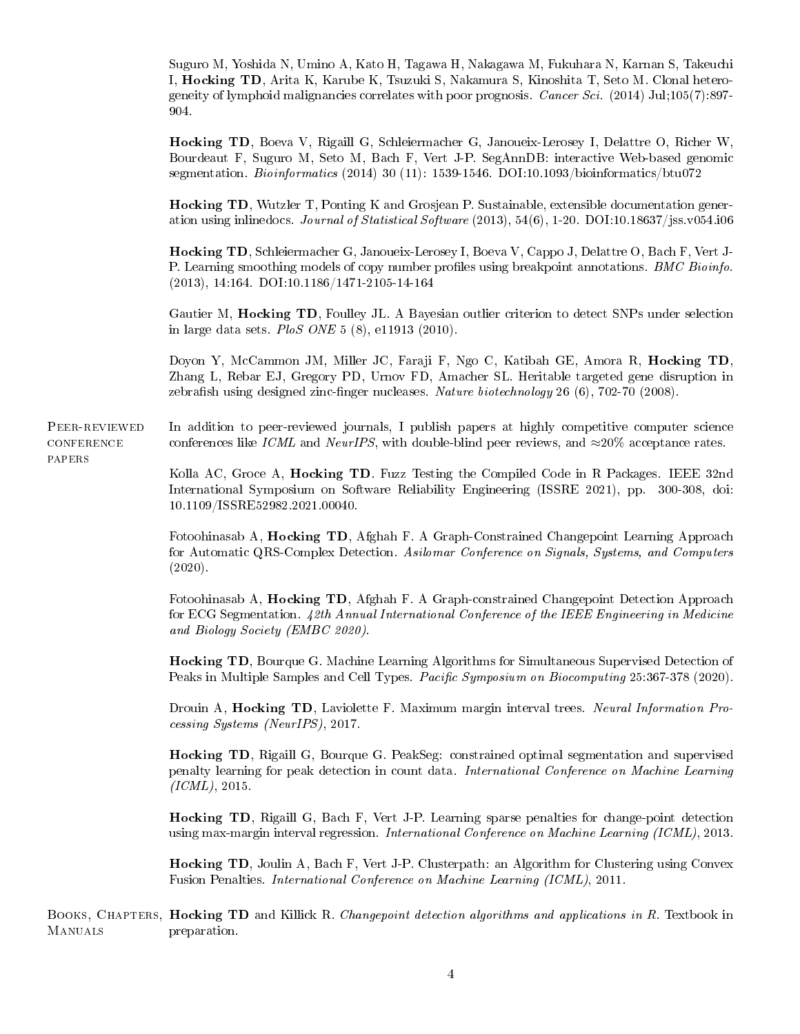Suguro M, Yoshida N, Umino A, Kato H, Tagawa H, Nakagawa M, Fukuhara N, Karnan S, Takeuchi I, **Hocking TD**, Arita K, Karube K, Tsuzuki S, Nakamura S, Kinoshita T, Seto M. Clonal heterogeneity of lymphoid malignancies correlates with poor prognosis. *Cancer Sci.* (2014) Jul;105(7):897-904.

**Hocking TD**, Boeva V, Rigaill G, Schleiermacher G, Janoueix-Lerosey I, Delattre O, Richer W, Bourdeaut F, Suguro M, Seto M, Bach F, Vert J-P. SegAnnDB: interactive Web-based genomic segmentation. *Bioinformatics* (2014) 30 (11): 1539-1546. DOI:10.1093/bioinformatics/btu072

**Hocking TD**, Wutzler T, Ponting K and Grosjean P. Sustainable, extensible documentation generation using inlinedocs. *Journal of Statistical Software* (2013), 54(6), 1-20. DOI:10.18637/jss.v054.i06

**Hocking TD**, Schleiermacher G, Janoueix-Lerosey I, Boeva V, Cappo J, Delattre O, Bach F, Vert J-P. Learning smoothing models of copy number profiles using breakpoint annotations. *BMC Bioinfo.* (2013), 14:164. DOI:10.1186/1471-2105-14-164

Gautier M, **Hocking TD**, Foulley JL. A Bayesian outlier criterion to detect SNPs under selection in large data sets. *PloS ONE* 5 (8), e11913 (2010).

Doyon Y, McCammon JM, Miller JC, Faraji F, Ngo C, Katibah GE, Amora R, **Hocking TD**, Zhang L, Rebar EJ, Gregory PD, Urnov FD, Amacher SL. Heritable targeted gene disruption in zebrafish using designed zinc-finger nucleases. *Nature biotechnology* 26 (6), 702-70 (2008).

## Peer-reviewed conference papers

In addition to peer-reviewed journals, I publish papers at highly competitive computer science conferences like *ICML* and *NeurIPS*, with double-blind peer reviews, and ≈20% acceptance rates.

Kolla AC, Groce A, **Hocking TD**. Fuzz Testing the Compiled Code in R Packages. IEEE 32nd International Symposium on Software Reliability Engineering (ISSRE 2021), pp. 300-308, doi: 10.1109/ISSRE52982.2021.00040.

Fotoohinasab A, **Hocking TD**, Afghah F. A Graph-Constrained Changepoint Learning Approach for Automatic QRS-Complex Detection. *Asilomar Conference on Signals, Systems, and Computers* (2020).

Fotoohinasab A, **Hocking TD**, Afghah F. A Graph-constrained Changepoint Detection Approach for ECG Segmentation. *42th Annual International Conference of the IEEE Engineering in Medicine and Biology Society (EMBC 2020).*

**Hocking TD**, Bourque G. Machine Learning Algorithms for Simultaneous Supervised Detection of Peaks in Multiple Samples and Cell Types. *Pacific Symposium on Biocomputing* 25:367-378 (2020).

Drouin A, **Hocking TD**, Laviolette F. Maximum margin interval trees. *Neural Information Processing Systems (NeurIPS)*, 2017.

**Hocking TD**, Rigaill G, Bourque G. PeakSeg: constrained optimal segmentation and supervised penalty learning for peak detection in count data. *International Conference on Machine Learning (ICML)*, 2015.

**Hocking TD**, Rigaill G, Bach F, Vert J-P. Learning sparse penalties for change-point detection using max-margin interval regression. *International Conference on Machine Learning (ICML)*, 2013.

**Hocking TD**, Joulin A, Bach F, Vert J-P. Clusterpath: an Algorithm for Clustering using Convex Fusion Penalties. *International Conference on Machine Learning (ICML)*, 2011.

## Books, Chapters, Manuals

**Hocking TD** and Killick R. *Changepoint detection algorithms and applications in R.* Textbook in preparation.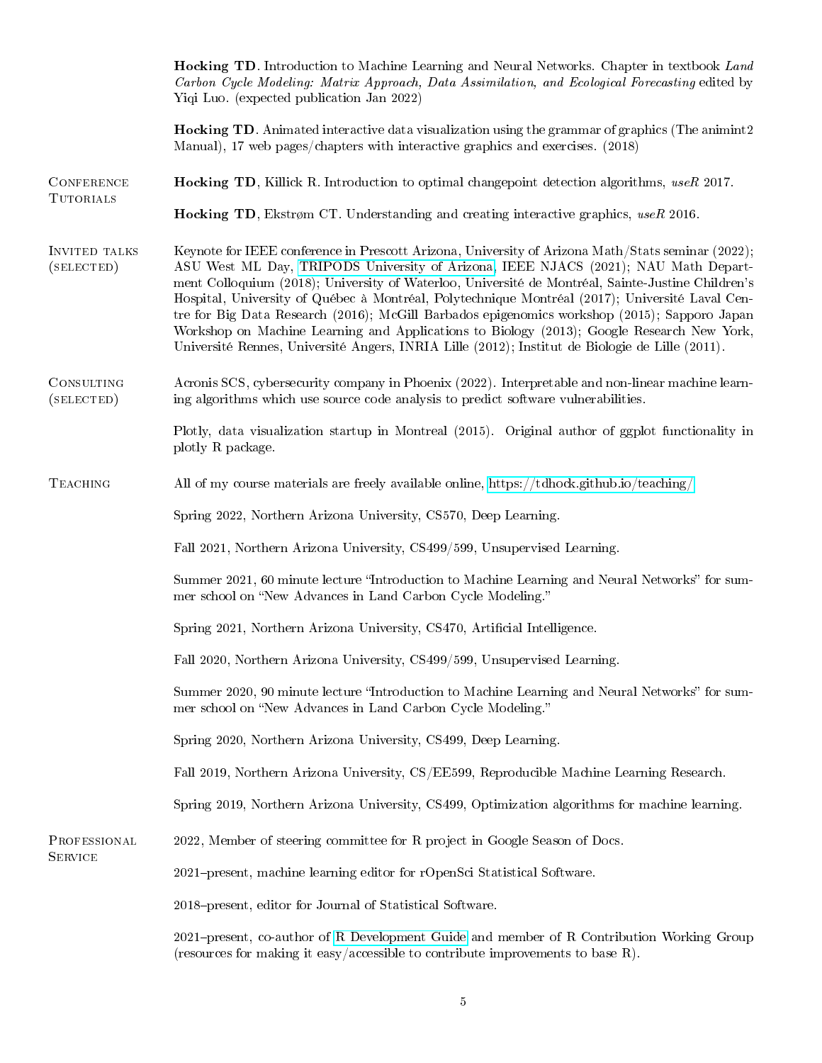**Hocking TD**. Introduction to Machine Learning and Neural Networks. Chapter in textbook *Land Carbon Cycle Modeling: Matrix Approach, Data Assimilation, and Ecological Forecasting* edited by Yiqi Luo. (expected publication Jan 2022)

**Hocking TD**. Animated interactive data visualization using the grammar of graphics (The animint2 Manual), 17 web pages/chapters with interactive graphics and exercises. (2018)

## Conference Tutorials

**Hocking TD**, Killick R. Introduction to optimal changepoint detection algorithms, *useR* 2017.

**Hocking TD**, Ekstrøm CT. Understanding and creating interactive graphics, *useR* 2016.

## Invited talks (selected)

Keynote for IEEE conference in Prescott Arizona, University of Arizona Math/Stats seminar (2022); ASU West ML Day, TRIPODS University of Arizona, IEEE NJACS (2021); NAU Math Department Colloquium (2018); University of Waterloo, Université de Montréal, Sainte-Justine Children's Hospital, University of Québec à Montréal, Polytechnique Montréal (2017); Université Laval Centre for Big Data Research (2016); McGill Barbados epigenomics workshop (2015); Sapporo Japan Workshop on Machine Learning and Applications to Biology (2013); Google Research New York, Université Rennes, Université Angers, INRIA Lille (2012); Institut de Biologie de Lille (2011).

## Consulting (selected)

Acronis SCS, cybersecurity company in Phoenix (2022). Interpretable and non-linear machine learning algorithms which use source code analysis to predict software vulnerabilities.

Plotly, data visualization startup in Montreal (2015). Original author of ggplot functionality in plotly R package.

## Teaching

All of my course materials are freely available online, https://tdhock.github.io/teaching/

Spring 2022, Northern Arizona University, CS570, Deep Learning.

Fall 2021, Northern Arizona University, CS499/599, Unsupervised Learning.

Summer 2021, 60 minute lecture "Introduction to Machine Learning and Neural Networks" for summer school on "New Advances in Land Carbon Cycle Modeling."

Spring 2021, Northern Arizona University, CS470, Artificial Intelligence.

Fall 2020, Northern Arizona University, CS499/599, Unsupervised Learning.

Summer 2020, 90 minute lecture "Introduction to Machine Learning and Neural Networks" for summer school on "New Advances in Land Carbon Cycle Modeling."

Spring 2020, Northern Arizona University, CS499, Deep Learning.

Fall 2019, Northern Arizona University, CS/EE599, Reproducible Machine Learning Research.

Spring 2019, Northern Arizona University, CS499, Optimization algorithms for machine learning.

## Professional Service

2022, Member of steering committee for R project in Google Season of Docs.

2021–present, machine learning editor for rOpenSci Statistical Software.

2018–present, editor for Journal of Statistical Software.

2021–present, co-author of R Development Guide and member of R Contribution Working Group (resources for making it easy/accessible to contribute improvements to base R).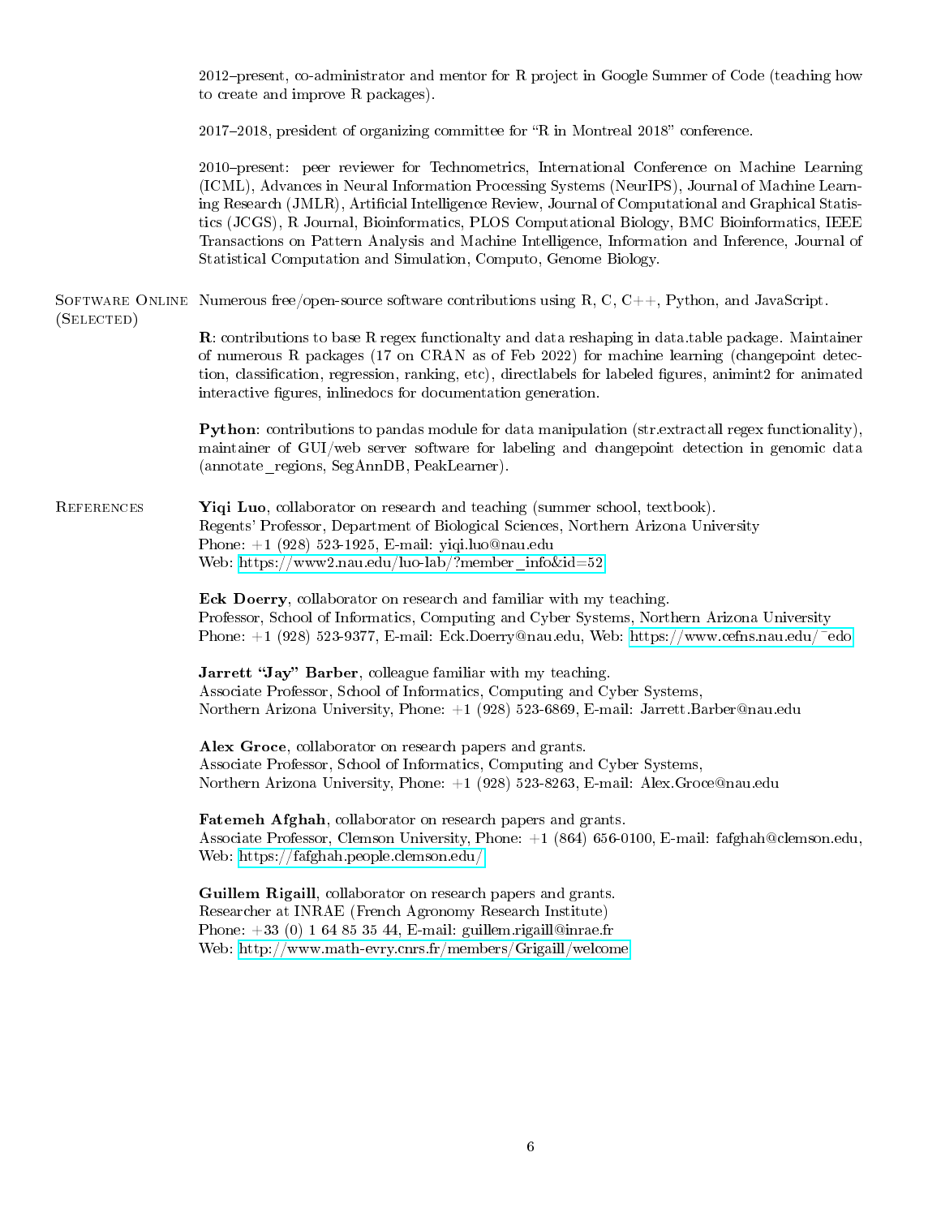2012–present, co-administrator and mentor for R project in Google Summer of Code (teaching how to create and improve R packages).

2017–2018, president of organizing committee for "R in Montreal 2018" conference.

2010–present: peer reviewer for Technometrics, International Conference on Machine Learning (ICML), Advances in Neural Information Processing Systems (NeurIPS), Journal of Machine Learning Research (JMLR), Artificial Intelligence Review, Journal of Computational and Graphical Statistics (JCGS), R Journal, Bioinformatics, PLOS Computational Biology, BMC Bioinformatics, IEEE Transactions on Pattern Analysis and Machine Intelligence, Information and Inference, Journal of Statistical Computation and Simulation, Computo, Genome Biology.

## Software Online (Selected)

Numerous free/open-source software contributions using R, C, C++, Python, and JavaScript.

**R**: contributions to base R regex functionalty and data reshaping in data.table package. Maintainer of numerous R packages (17 on CRAN as of Feb 2022) for machine learning (changepoint detection, classification, regression, ranking, etc), directlabels for labeled figures, animint2 for animated interactive figures, inlinedocs for documentation generation.

**Python**: contributions to pandas module for data manipulation (str.extractall regex functionality), maintainer of GUI/web server software for labeling and changepoint detection in genomic data (annotate_regions, SegAnnDB, PeakLearner).

## References

**Yiqi Luo**, collaborator on research and teaching (summer school, textbook).
Regents' Professor, Department of Biological Sciences, Northern Arizona University
Phone: +1 (928) 523-1925, E-mail: yiqi.luo@nau.edu
Web: https://www2.nau.edu/luo-lab/?member_info&id=52

**Eck Doerry**, collaborator on research and familiar with my teaching.
Professor, School of Informatics, Computing and Cyber Systems, Northern Arizona University
Phone: +1 (928) 523-9377, E-mail: Eck.Doerry@nau.edu, Web: https://www.cefns.nau.edu/~edo

**Jarrett "Jay" Barber**, colleague familiar with my teaching.
Associate Professor, School of Informatics, Computing and Cyber Systems,
Northern Arizona University, Phone: +1 (928) 523-6869, E-mail: Jarrett.Barber@nau.edu

**Alex Groce**, collaborator on research papers and grants.
Associate Professor, School of Informatics, Computing and Cyber Systems,
Northern Arizona University, Phone: +1 (928) 523-8263, E-mail: Alex.Groce@nau.edu

**Fatemeh Afghah**, collaborator on research papers and grants.
Associate Professor, Clemson University, Phone: +1 (864) 656-0100, E-mail: fafghah@clemson.edu,
Web: https://fafghah.people.clemson.edu/

**Guillem Rigaill**, collaborator on research papers and grants.
Researcher at INRAE (French Agronomy Research Institute)
Phone: +33 (0) 1 64 85 35 44, E-mail: guillem.rigaill@inrae.fr
Web: http://www.math-evry.cnrs.fr/members/Grigaill/welcome